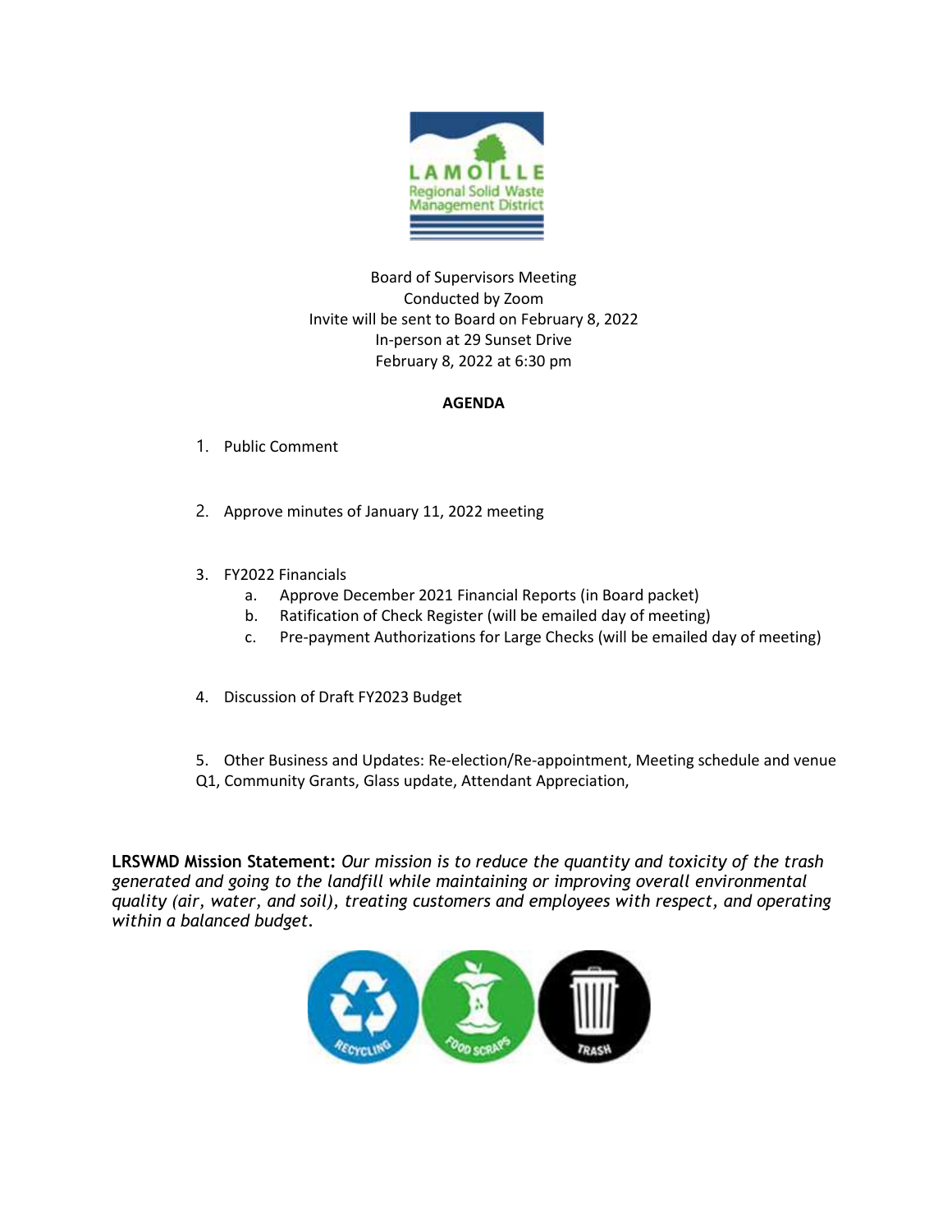LAMOILLE Regional Solid Waste Management District

Board of Supervisors Meeting
Conducted by Zoom
Invite will be sent to Board on February 8, 2022
In-person at 29 Sunset Drive
February 8, 2022 at 6:30 pm

**AGENDA**

1. Public Comment

2. Approve minutes of January 11, 2022 meeting

3. FY2022 Financials
    a. Approve December 2021 Financial Reports (in Board packet)
    b. Ratification of Check Register (will be emailed day of meeting)
    c. Pre-payment Authorizations for Large Checks (will be emailed day of meeting)

4. Discussion of Draft FY2023 Budget

5. Other Business and Updates: Re-election/Re-appointment, Meeting schedule and venue Q1, Community Grants, Glass update, Attendant Appreciation,

**LRSWMD Mission Statement:** *Our mission is to reduce the quantity and toxicity of the trash generated and going to the landfill while maintaining or improving overall environmental quality (air, water, and soil), treating customers and employees with respect, and operating within a balanced budget.*

RECYCLING FOOD SCRAPS TRASH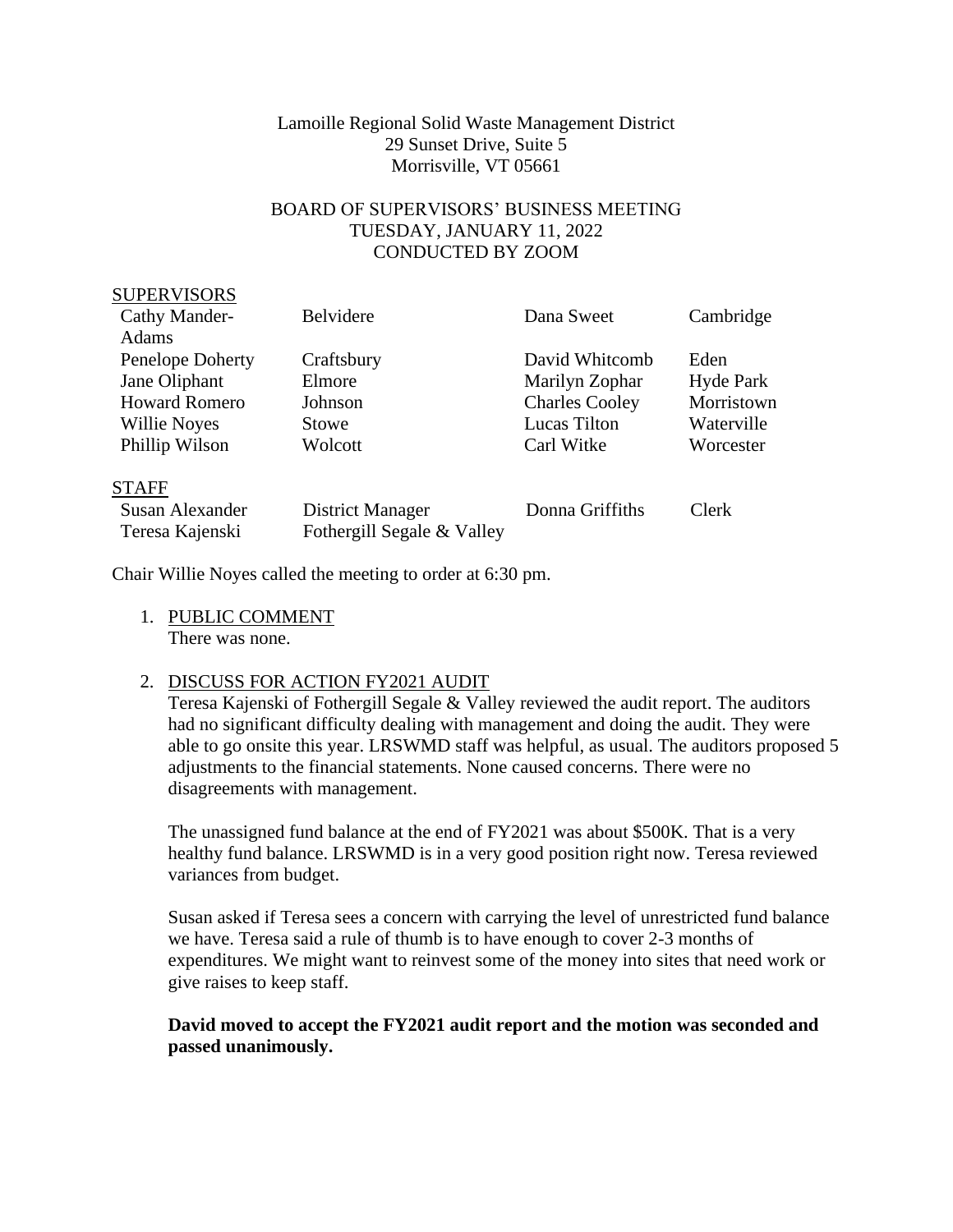Lamoille Regional Solid Waste Management District
29 Sunset Drive, Suite 5
Morrisville, VT 05661

BOARD OF SUPERVISORS' BUSINESS MEETING
TUESDAY, JANUARY 11, 2022
CONDUCTED BY ZOOM

SUPERVISORS

| | | | |
|---|---|---|---|
| Cathy Mander-Adams | Belvidere | Dana Sweet | Cambridge |
| Penelope Doherty | Craftsbury | David Whitcomb | Eden |
| Jane Oliphant | Elmore | Marilyn Zophar | Hyde Park |
| Howard Romero | Johnson | Charles Cooley | Morristown |
| Willie Noyes | Stowe | Lucas Tilton | Waterville |
| Phillip Wilson | Wolcott | Carl Witke | Worcester |

STAFF

| | | | |
|---|---|---|---|
| Susan Alexander | District Manager | Donna Griffiths | Clerk |
| Teresa Kajenski | Fothergill Segale & Valley | | |

Chair Willie Noyes called the meeting to order at 6:30 pm.

1. PUBLIC COMMENT
   There was none.

2. DISCUSS FOR ACTION FY2021 AUDIT
   Teresa Kajenski of Fothergill Segale & Valley reviewed the audit report. The auditors had no significant difficulty dealing with management and doing the audit. They were able to go onsite this year. LRSWMD staff was helpful, as usual. The auditors proposed 5 adjustments to the financial statements. None caused concerns. There were no disagreements with management.

   The unassigned fund balance at the end of FY2021 was about $500K. That is a very healthy fund balance. LRSWMD is in a very good position right now. Teresa reviewed variances from budget.

   Susan asked if Teresa sees a concern with carrying the level of unrestricted fund balance we have. Teresa said a rule of thumb is to have enough to cover 2-3 months of expenditures. We might want to reinvest some of the money into sites that need work or give raises to keep staff.

   **David moved to accept the FY2021 audit report and the motion was seconded and passed unanimously.**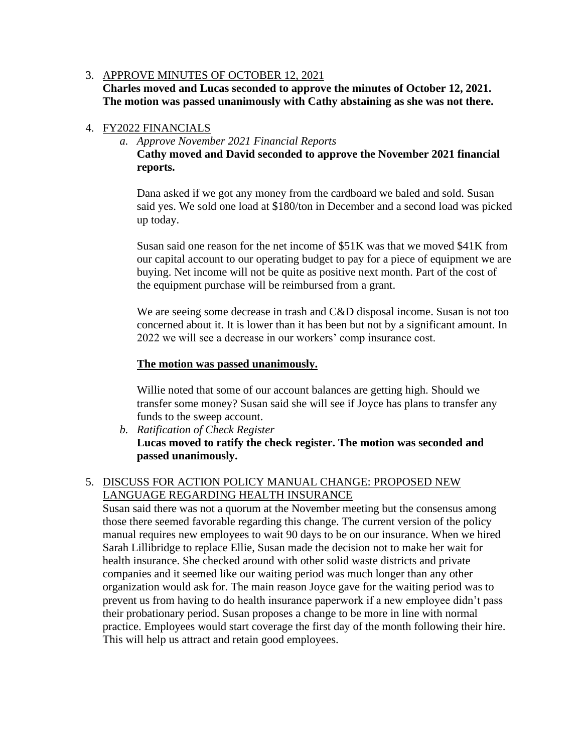3. <u>APPROVE MINUTES OF OCTOBER 12, 2021</u>
   **Charles moved and Lucas seconded to approve the minutes of October 12, 2021. The motion was passed unanimously with Cathy abstaining as she was not there.**

4. <u>FY2022 FINANCIALS</u>
   a. *Approve November 2021 Financial Reports*
      **Cathy moved and David seconded to approve the November 2021 financial reports.**

      Dana asked if we got any money from the cardboard we baled and sold. Susan said yes. We sold one load at $180/ton in December and a second load was picked up today.

      Susan said one reason for the net income of $51K was that we moved $41K from our capital account to our operating budget to pay for a piece of equipment we are buying. Net income will not be quite as positive next month. Part of the cost of the equipment purchase will be reimbursed from a grant.

      We are seeing some decrease in trash and C&D disposal income. Susan is not too concerned about it. It is lower than it has been but not by a significant amount. In 2022 we will see a decrease in our workers' comp insurance cost.

      **<u>The motion was passed unanimously.</u>**

      Willie noted that some of our account balances are getting high. Should we transfer some money? Susan said she will see if Joyce has plans to transfer any funds to the sweep account.

   b. *Ratification of Check Register*
      **Lucas moved to ratify the check register. The motion was seconded and passed unanimously.**

5. <u>DISCUSS FOR ACTION POLICY MANUAL CHANGE: PROPOSED NEW LANGUAGE REGARDING HEALTH INSURANCE</u>
   Susan said there was not a quorum at the November meeting but the consensus among those there seemed favorable regarding this change. The current version of the policy manual requires new employees to wait 90 days to be on our insurance. When we hired Sarah Lillibridge to replace Ellie, Susan made the decision not to make her wait for health insurance. She checked around with other solid waste districts and private companies and it seemed like our waiting period was much longer than any other organization would ask for. The main reason Joyce gave for the waiting period was to prevent us from having to do health insurance paperwork if a new employee didn't pass their probationary period. Susan proposes a change to be more in line with normal practice. Employees would start coverage the first day of the month following their hire. This will help us attract and retain good employees.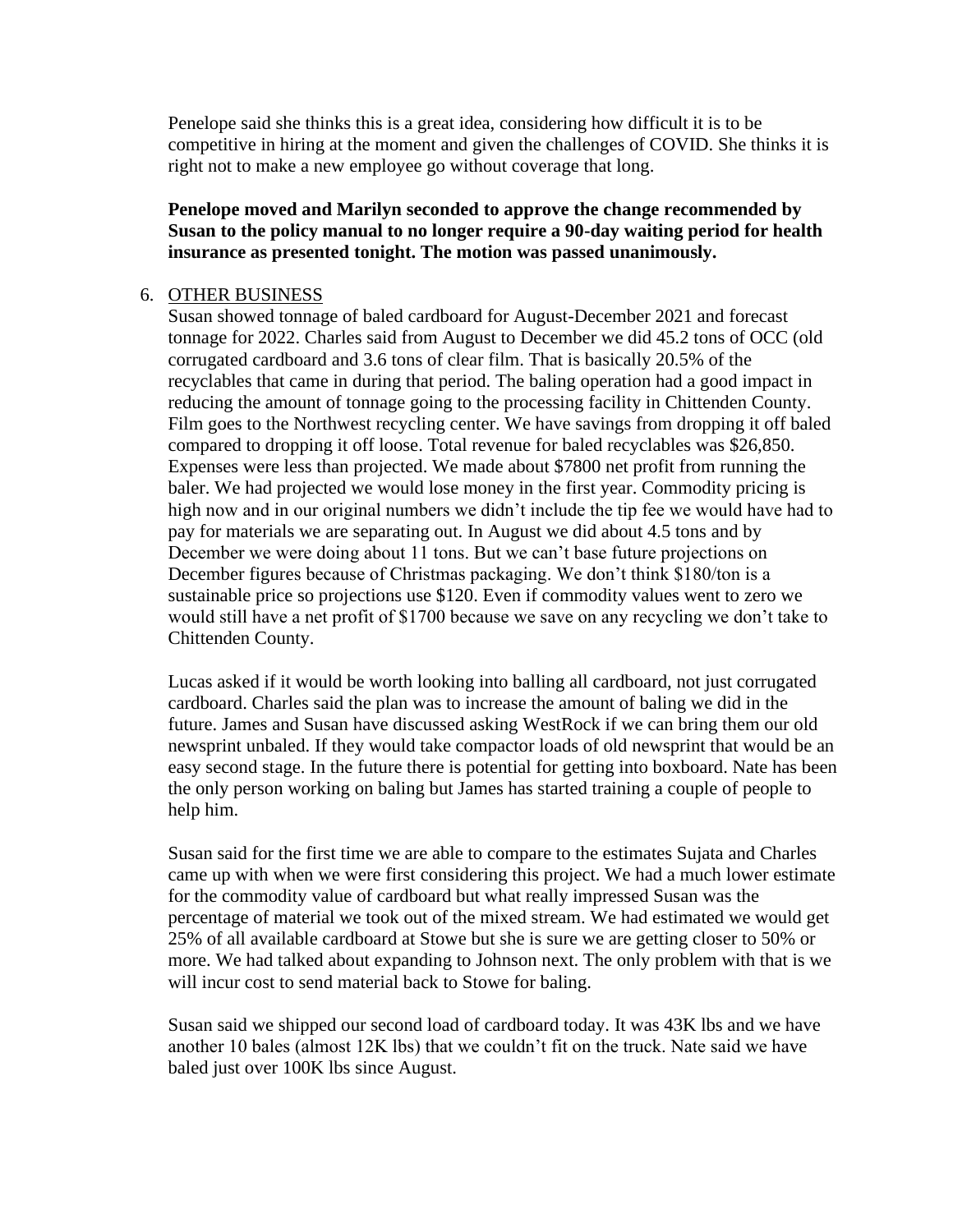Penelope said she thinks this is a great idea, considering how difficult it is to be competitive in hiring at the moment and given the challenges of COVID. She thinks it is right not to make a new employee go without coverage that long.

**Penelope moved and Marilyn seconded to approve the change recommended by Susan to the policy manual to no longer require a 90-day waiting period for health insurance as presented tonight. The motion was passed unanimously.**

6. OTHER BUSINESS

Susan showed tonnage of baled cardboard for August-December 2021 and forecast tonnage for 2022. Charles said from August to December we did 45.2 tons of OCC (old corrugated cardboard and 3.6 tons of clear film. That is basically 20.5% of the recyclables that came in during that period. The baling operation had a good impact in reducing the amount of tonnage going to the processing facility in Chittenden County. Film goes to the Northwest recycling center. We have savings from dropping it off baled compared to dropping it off loose. Total revenue for baled recyclables was $26,850. Expenses were less than projected. We made about $7800 net profit from running the baler. We had projected we would lose money in the first year. Commodity pricing is high now and in our original numbers we didn't include the tip fee we would have had to pay for materials we are separating out. In August we did about 4.5 tons and by December we were doing about 11 tons. But we can't base future projections on December figures because of Christmas packaging. We don't think $180/ton is a sustainable price so projections use $120. Even if commodity values went to zero we would still have a net profit of $1700 because we save on any recycling we don't take to Chittenden County.

Lucas asked if it would be worth looking into balling all cardboard, not just corrugated cardboard. Charles said the plan was to increase the amount of baling we did in the future. James and Susan have discussed asking WestRock if we can bring them our old newsprint unbaled. If they would take compactor loads of old newsprint that would be an easy second stage. In the future there is potential for getting into boxboard. Nate has been the only person working on baling but James has started training a couple of people to help him.

Susan said for the first time we are able to compare to the estimates Sujata and Charles came up with when we were first considering this project. We had a much lower estimate for the commodity value of cardboard but what really impressed Susan was the percentage of material we took out of the mixed stream. We had estimated we would get 25% of all available cardboard at Stowe but she is sure we are getting closer to 50% or more. We had talked about expanding to Johnson next. The only problem with that is we will incur cost to send material back to Stowe for baling.

Susan said we shipped our second load of cardboard today. It was 43K lbs and we have another 10 bales (almost 12K lbs) that we couldn't fit on the truck. Nate said we have baled just over 100K lbs since August.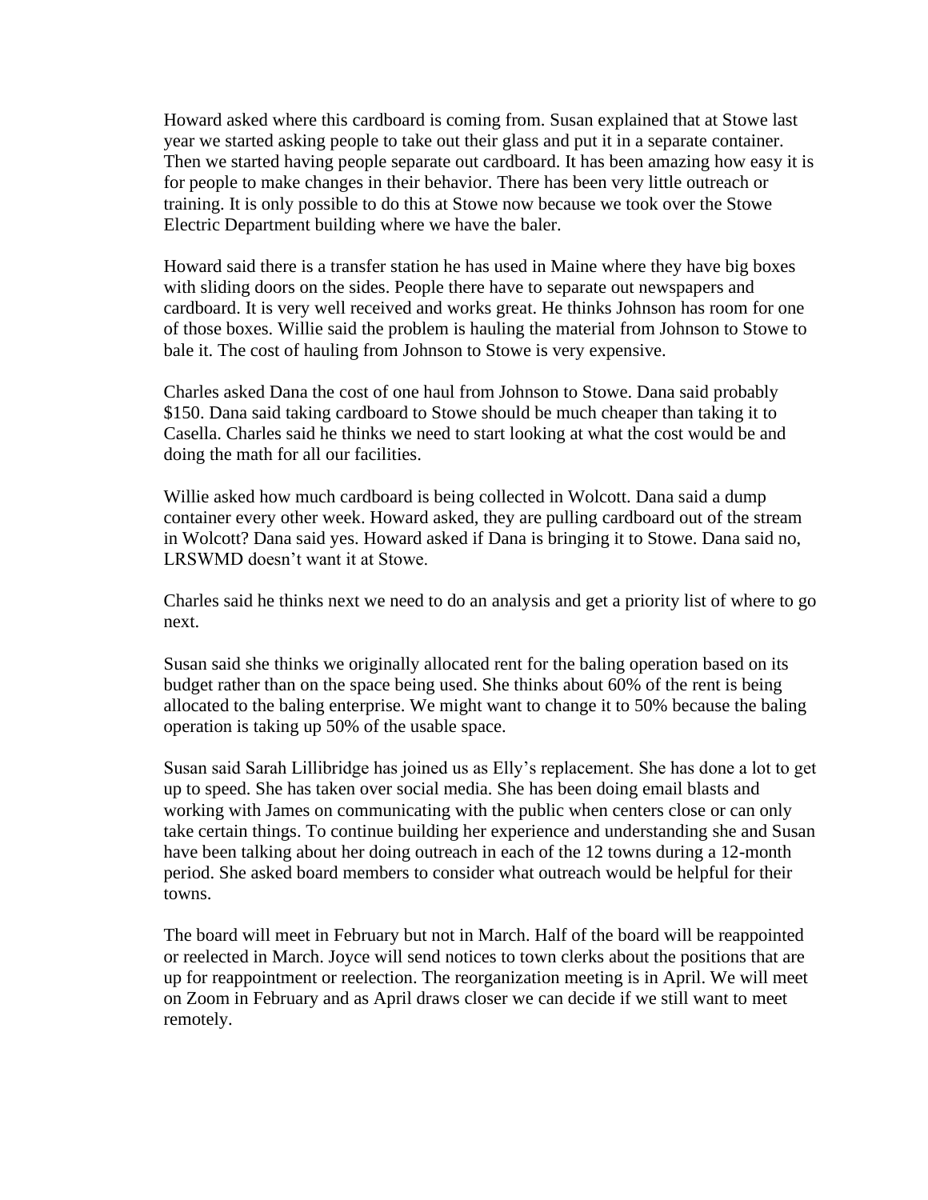Howard asked where this cardboard is coming from. Susan explained that at Stowe last year we started asking people to take out their glass and put it in a separate container. Then we started having people separate out cardboard. It has been amazing how easy it is for people to make changes in their behavior. There has been very little outreach or training. It is only possible to do this at Stowe now because we took over the Stowe Electric Department building where we have the baler.

Howard said there is a transfer station he has used in Maine where they have big boxes with sliding doors on the sides. People there have to separate out newspapers and cardboard. It is very well received and works great. He thinks Johnson has room for one of those boxes. Willie said the problem is hauling the material from Johnson to Stowe to bale it. The cost of hauling from Johnson to Stowe is very expensive.

Charles asked Dana the cost of one haul from Johnson to Stowe. Dana said probably $150. Dana said taking cardboard to Stowe should be much cheaper than taking it to Casella. Charles said he thinks we need to start looking at what the cost would be and doing the math for all our facilities.

Willie asked how much cardboard is being collected in Wolcott. Dana said a dump container every other week. Howard asked, they are pulling cardboard out of the stream in Wolcott? Dana said yes. Howard asked if Dana is bringing it to Stowe. Dana said no, LRSWMD doesn't want it at Stowe.

Charles said he thinks next we need to do an analysis and get a priority list of where to go next.

Susan said she thinks we originally allocated rent for the baling operation based on its budget rather than on the space being used. She thinks about 60% of the rent is being allocated to the baling enterprise. We might want to change it to 50% because the baling operation is taking up 50% of the usable space.

Susan said Sarah Lillibridge has joined us as Elly's replacement. She has done a lot to get up to speed. She has taken over social media. She has been doing email blasts and working with James on communicating with the public when centers close or can only take certain things. To continue building her experience and understanding she and Susan have been talking about her doing outreach in each of the 12 towns during a 12-month period. She asked board members to consider what outreach would be helpful for their towns.

The board will meet in February but not in March. Half of the board will be reappointed or reelected in March. Joyce will send notices to town clerks about the positions that are up for reappointment or reelection. The reorganization meeting is in April. We will meet on Zoom in February and as April draws closer we can decide if we still want to meet remotely.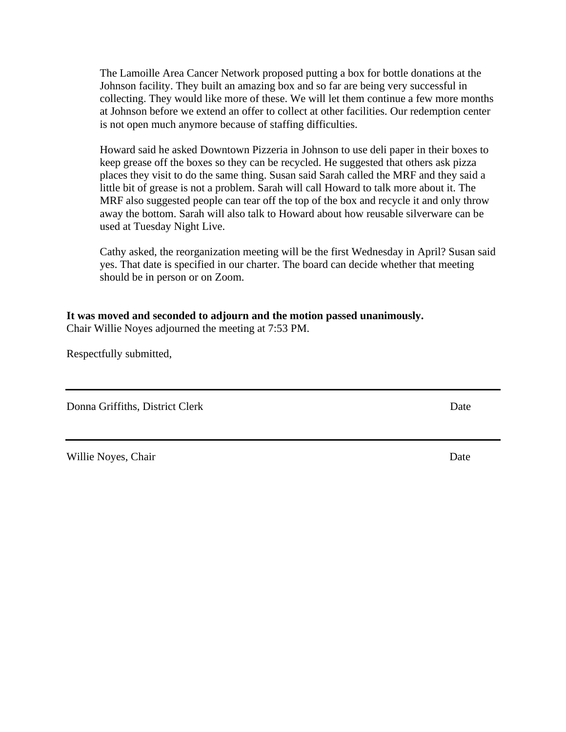The Lamoille Area Cancer Network proposed putting a box for bottle donations at the Johnson facility. They built an amazing box and so far are being very successful in collecting. They would like more of these. We will let them continue a few more months at Johnson before we extend an offer to collect at other facilities. Our redemption center is not open much anymore because of staffing difficulties.

Howard said he asked Downtown Pizzeria in Johnson to use deli paper in their boxes to keep grease off the boxes so they can be recycled. He suggested that others ask pizza places they visit to do the same thing. Susan said Sarah called the MRF and they said a little bit of grease is not a problem. Sarah will call Howard to talk more about it. The MRF also suggested people can tear off the top of the box and recycle it and only throw away the bottom. Sarah will also talk to Howard about how reusable silverware can be used at Tuesday Night Live.

Cathy asked, the reorganization meeting will be the first Wednesday in April? Susan said yes. That date is specified in our charter. The board can decide whether that meeting should be in person or on Zoom.

**It was moved and seconded to adjourn and the motion passed unanimously.**
Chair Willie Noyes adjourned the meeting at 7:53 PM.

Respectfully submitted,

---

Donna Griffiths, District Clerk                                        Date

---

Willie Noyes, Chair                                        Date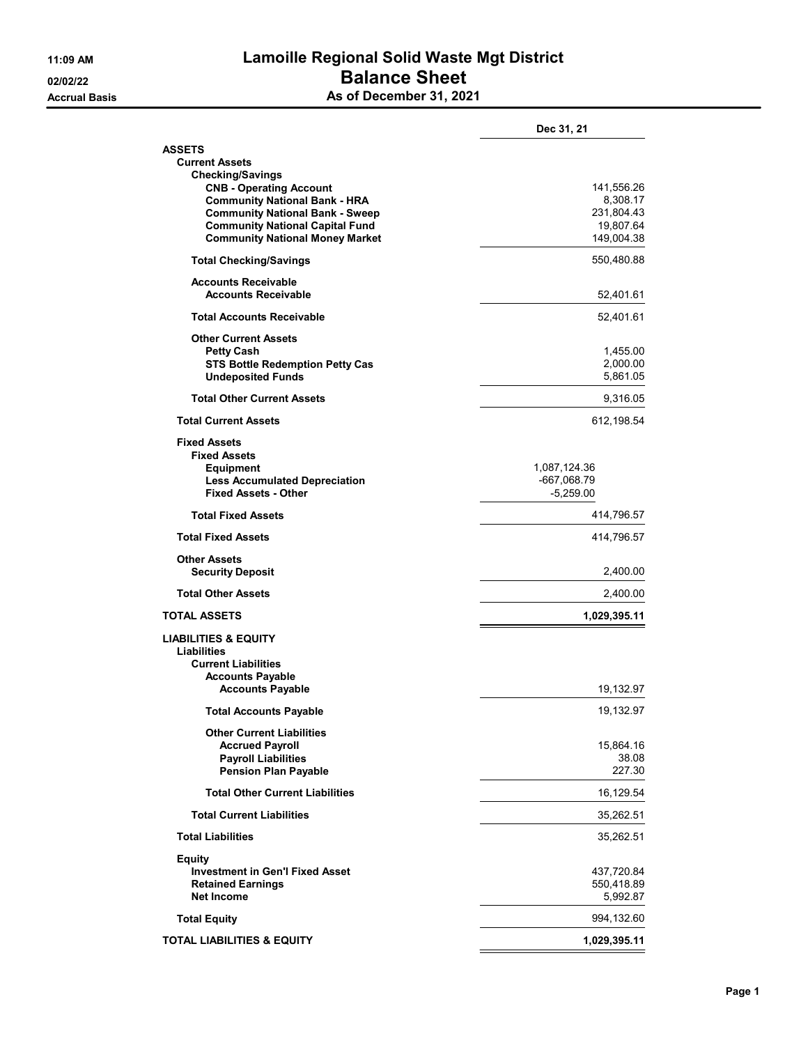# Lamoille Regional Solid Waste Mgt District

## Balance Sheet

### As of December 31, 2021

11:09 AM
02/02/22
Accrual Basis

| | | Dec 31, 21 |
|---|---|---|
| **ASSETS** | | |
| **Current Assets** | | |
| **Checking/Savings** | | |
| **CNB - Operating Account** | | 141,556.26 |
| **Community National Bank - HRA** | | 8,308.17 |
| **Community National Bank - Sweep** | | 231,804.43 |
| **Community National Capital Fund** | | 19,807.64 |
| **Community National Money Market** | | 149,004.38 |
| **Total Checking/Savings** | | 550,480.88 |
| **Accounts Receivable** | | |
| **Accounts Receivable** | | 52,401.61 |
| **Total Accounts Receivable** | | 52,401.61 |
| **Other Current Assets** | | |
| **Petty Cash** | | 1,455.00 |
| **STS Bottle Redemption Petty Cas** | | 2,000.00 |
| **Undeposited Funds** | | 5,861.05 |
| **Total Other Current Assets** | | 9,316.05 |
| **Total Current Assets** | | 612,198.54 |
| **Fixed Assets** | | |
| **Fixed Assets** | | |
| **Equipment** | 1,087,124.36 | |
| **Less Accumulated Depreciation** | -667,068.79 | |
| **Fixed Assets - Other** | -5,259.00 | |
| **Total Fixed Assets** | | 414,796.57 |
| **Total Fixed Assets** | | 414,796.57 |
| **Other Assets** | | |
| **Security Deposit** | | 2,400.00 |
| **Total Other Assets** | | 2,400.00 |
| **TOTAL ASSETS** | | **1,029,395.11** |
| **LIABILITIES & EQUITY** | | |
| **Liabilities** | | |
| **Current Liabilities** | | |
| **Accounts Payable** | | |
| **Accounts Payable** | | 19,132.97 |
| **Total Accounts Payable** | | 19,132.97 |
| **Other Current Liabilities** | | |
| **Accrued Payroll** | | 15,864.16 |
| **Payroll Liabilities** | | 38.08 |
| **Pension Plan Payable** | | 227.30 |
| **Total Other Current Liabilities** | | 16,129.54 |
| **Total Current Liabilities** | | 35,262.51 |
| **Total Liabilities** | | 35,262.51 |
| **Equity** | | |
| **Investment in Gen'l Fixed Asset** | | 437,720.84 |
| **Retained Earnings** | | 550,418.89 |
| **Net Income** | | 5,992.87 |
| **Total Equity** | | 994,132.60 |
| **TOTAL LIABILITIES & EQUITY** | | **1,029,395.11** |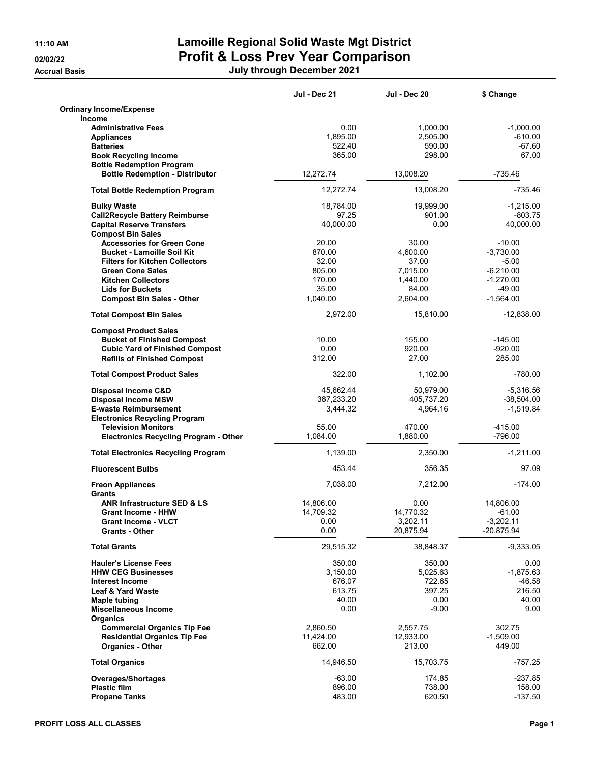# Lamoille Regional Solid Waste Mgt District

## Profit & Loss Prev Year Comparison

**July through December 2021**

11:10 AM
02/02/22
Accrual Basis

| | Jul - Dec 21 | Jul - Dec 20 | $ Change |
|---|---|---|---|
| **Ordinary Income/Expense** | | | |
| **Income** | | | |
| **Administrative Fees** | 0.00 | 1,000.00 | -1,000.00 |
| **Appliances** | 1,895.00 | 2,505.00 | -610.00 |
| **Batteries** | 522.40 | 590.00 | -67.60 |
| **Book Recycling Income** | 365.00 | 298.00 | 67.00 |
| **Bottle Redemption Program** | | | |
| **Bottle Redemption - Distributor** | 12,272.74 | 13,008.20 | -735.46 |
| **Total Bottle Redemption Program** | 12,272.74 | 13,008.20 | -735.46 |
| **Bulky Waste** | 18,784.00 | 19,999.00 | -1,215.00 |
| **Call2Recycle Battery Reimburse** | 97.25 | 901.00 | -803.75 |
| **Capital Reserve Transfers** | 40,000.00 | 0.00 | 40,000.00 |
| **Compost Bin Sales** | | | |
| **Accessories for Green Cone** | 20.00 | 30.00 | -10.00 |
| **Bucket - Lamoille Soil Kit** | 870.00 | 4,600.00 | -3,730.00 |
| **Filters for Kitchen Collectors** | 32.00 | 37.00 | -5.00 |
| **Green Cone Sales** | 805.00 | 7,015.00 | -6,210.00 |
| **Kitchen Collectors** | 170.00 | 1,440.00 | -1,270.00 |
| **Lids for Buckets** | 35.00 | 84.00 | -49.00 |
| **Compost Bin Sales - Other** | 1,040.00 | 2,604.00 | -1,564.00 |
| **Total Compost Bin Sales** | 2,972.00 | 15,810.00 | -12,838.00 |
| **Compost Product Sales** | | | |
| **Bucket of Finished Compost** | 10.00 | 155.00 | -145.00 |
| **Cubic Yard of Finished Compost** | 0.00 | 920.00 | -920.00 |
| **Refills of Finished Compost** | 312.00 | 27.00 | 285.00 |
| **Total Compost Product Sales** | 322.00 | 1,102.00 | -780.00 |
| **Disposal Income C&D** | 45,662.44 | 50,979.00 | -5,316.56 |
| **Disposal Income MSW** | 367,233.20 | 405,737.20 | -38,504.00 |
| **E-waste Reimbursement** | 3,444.32 | 4,964.16 | -1,519.84 |
| **Electronics Recycling Program** | | | |
| **Television Monitors** | 55.00 | 470.00 | -415.00 |
| **Electronics Recycling Program - Other** | 1,084.00 | 1,880.00 | -796.00 |
| **Total Electronics Recycling Program** | 1,139.00 | 2,350.00 | -1,211.00 |
| **Fluorescent Bulbs** | 453.44 | 356.35 | 97.09 |
| **Freon Appliances** | 7,038.00 | 7,212.00 | -174.00 |
| **Grants** | | | |
| **ANR Infrastructure SED & LS** | 14,806.00 | 0.00 | 14,806.00 |
| **Grant Income - HHW** | 14,709.32 | 14,770.32 | -61.00 |
| **Grant Income - VLCT** | 0.00 | 3,202.11 | -3,202.11 |
| **Grants - Other** | 0.00 | 20,875.94 | -20,875.94 |
| **Total Grants** | 29,515.32 | 38,848.37 | -9,333.05 |
| **Hauler's License Fees** | 350.00 | 350.00 | 0.00 |
| **HHW CEG Businesses** | 3,150.00 | 5,025.63 | -1,875.63 |
| **Interest Income** | 676.07 | 722.65 | -46.58 |
| **Leaf & Yard Waste** | 613.75 | 397.25 | 216.50 |
| **Maple tubing** | 40.00 | 0.00 | 40.00 |
| **Miscellaneous Income** | 0.00 | -9.00 | 9.00 |
| **Organics** | | | |
| **Commercial Organics Tip Fee** | 2,860.50 | 2,557.75 | 302.75 |
| **Residential Organics Tip Fee** | 11,424.00 | 12,933.00 | -1,509.00 |
| **Organics - Other** | 662.00 | 213.00 | 449.00 |
| **Total Organics** | 14,946.50 | 15,703.75 | -757.25 |
| **Overages/Shortages** | -63.00 | 174.85 | -237.85 |
| **Plastic film** | 896.00 | 738.00 | 158.00 |
| **Propane Tanks** | 483.00 | 620.50 | -137.50 |

PROFIT LOSS ALL CLASSES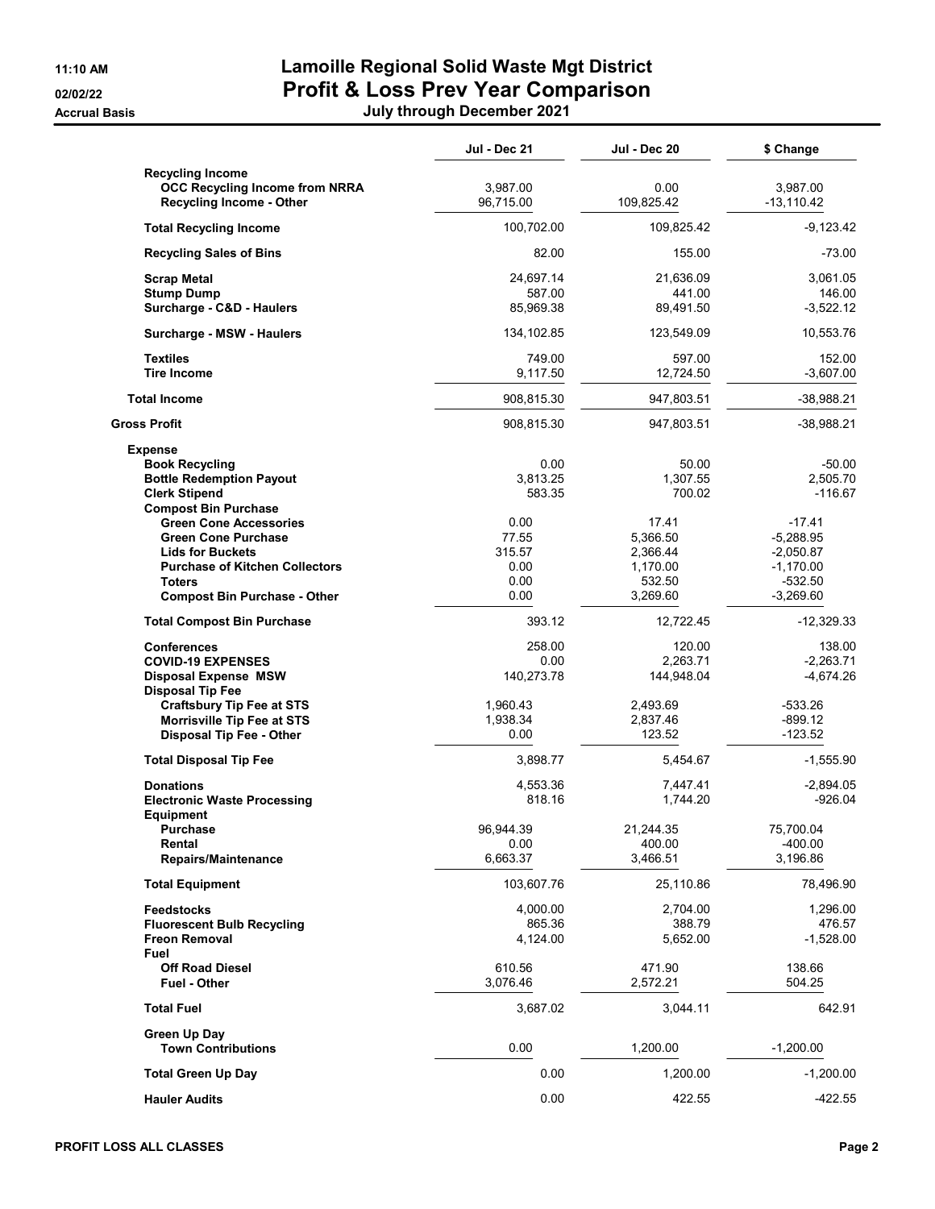# Lamoille Regional Solid Waste Mgt District
## Profit & Loss Prev Year Comparison
### July through December 2021

11:10 AM
02/02/22
Accrual Basis

| | Jul - Dec 21 | Jul - Dec 20 | $ Change |
|---|---|---|---|
| **Recycling Income** | | | |
| **OCC Recycling Income from NRRA** | 3,987.00 | 0.00 | 3,987.00 |
| **Recycling Income - Other** | 96,715.00 | 109,825.42 | -13,110.42 |
| **Total Recycling Income** | 100,702.00 | 109,825.42 | -9,123.42 |
| **Recycling Sales of Bins** | 82.00 | 155.00 | -73.00 |
| **Scrap Metal** | 24,697.14 | 21,636.09 | 3,061.05 |
| **Stump Dump** | 587.00 | 441.00 | 146.00 |
| **Surcharge - C&D - Haulers** | 85,969.38 | 89,491.50 | -3,522.12 |
| **Surcharge - MSW - Haulers** | 134,102.85 | 123,549.09 | 10,553.76 |
| **Textiles** | 749.00 | 597.00 | 152.00 |
| **Tire Income** | 9,117.50 | 12,724.50 | -3,607.00 |
| **Total Income** | 908,815.30 | 947,803.51 | -38,988.21 |
| **Gross Profit** | 908,815.30 | 947,803.51 | -38,988.21 |
| **Expense** | | | |
| **Book Recycling** | 0.00 | 50.00 | -50.00 |
| **Bottle Redemption Payout** | 3,813.25 | 1,307.55 | 2,505.70 |
| **Clerk Stipend** | 583.35 | 700.02 | -116.67 |
| **Compost Bin Purchase** | | | |
| **Green Cone Accessories** | 0.00 | 17.41 | -17.41 |
| **Green Cone Purchase** | 77.55 | 5,366.50 | -5,288.95 |
| **Lids for Buckets** | 315.57 | 2,366.44 | -2,050.87 |
| **Purchase of Kitchen Collectors** | 0.00 | 1,170.00 | -1,170.00 |
| **Toters** | 0.00 | 532.50 | -532.50 |
| **Compost Bin Purchase - Other** | 0.00 | 3,269.60 | -3,269.60 |
| **Total Compost Bin Purchase** | 393.12 | 12,722.45 | -12,329.33 |
| **Conferences** | 258.00 | 120.00 | 138.00 |
| **COVID-19 EXPENSES** | 0.00 | 2,263.71 | -2,263.71 |
| **Disposal Expense MSW** | 140,273.78 | 144,948.04 | -4,674.26 |
| **Disposal Tip Fee** | | | |
| **Craftsbury Tip Fee at STS** | 1,960.43 | 2,493.69 | -533.26 |
| **Morrisville Tip Fee at STS** | 1,938.34 | 2,837.46 | -899.12 |
| **Disposal Tip Fee - Other** | 0.00 | 123.52 | -123.52 |
| **Total Disposal Tip Fee** | 3,898.77 | 5,454.67 | -1,555.90 |
| **Donations** | 4,553.36 | 7,447.41 | -2,894.05 |
| **Electronic Waste Processing** | 818.16 | 1,744.20 | -926.04 |
| **Equipment** | | | |
| **Purchase** | 96,944.39 | 21,244.35 | 75,700.04 |
| **Rental** | 0.00 | 400.00 | -400.00 |
| **Repairs/Maintenance** | 6,663.37 | 3,466.51 | 3,196.86 |
| **Total Equipment** | 103,607.76 | 25,110.86 | 78,496.90 |
| **Feedstocks** | 4,000.00 | 2,704.00 | 1,296.00 |
| **Fluorescent Bulb Recycling** | 865.36 | 388.79 | 476.57 |
| **Freon Removal** | 4,124.00 | 5,652.00 | -1,528.00 |
| **Fuel** | | | |
| **Off Road Diesel** | 610.56 | 471.90 | 138.66 |
| **Fuel - Other** | 3,076.46 | 2,572.21 | 504.25 |
| **Total Fuel** | 3,687.02 | 3,044.11 | 642.91 |
| **Green Up Day** | | | |
| **Town Contributions** | 0.00 | 1,200.00 | -1,200.00 |
| **Total Green Up Day** | 0.00 | 1,200.00 | -1,200.00 |
| **Hauler Audits** | 0.00 | 422.55 | -422.55 |

PROFIT LOSS ALL CLASSES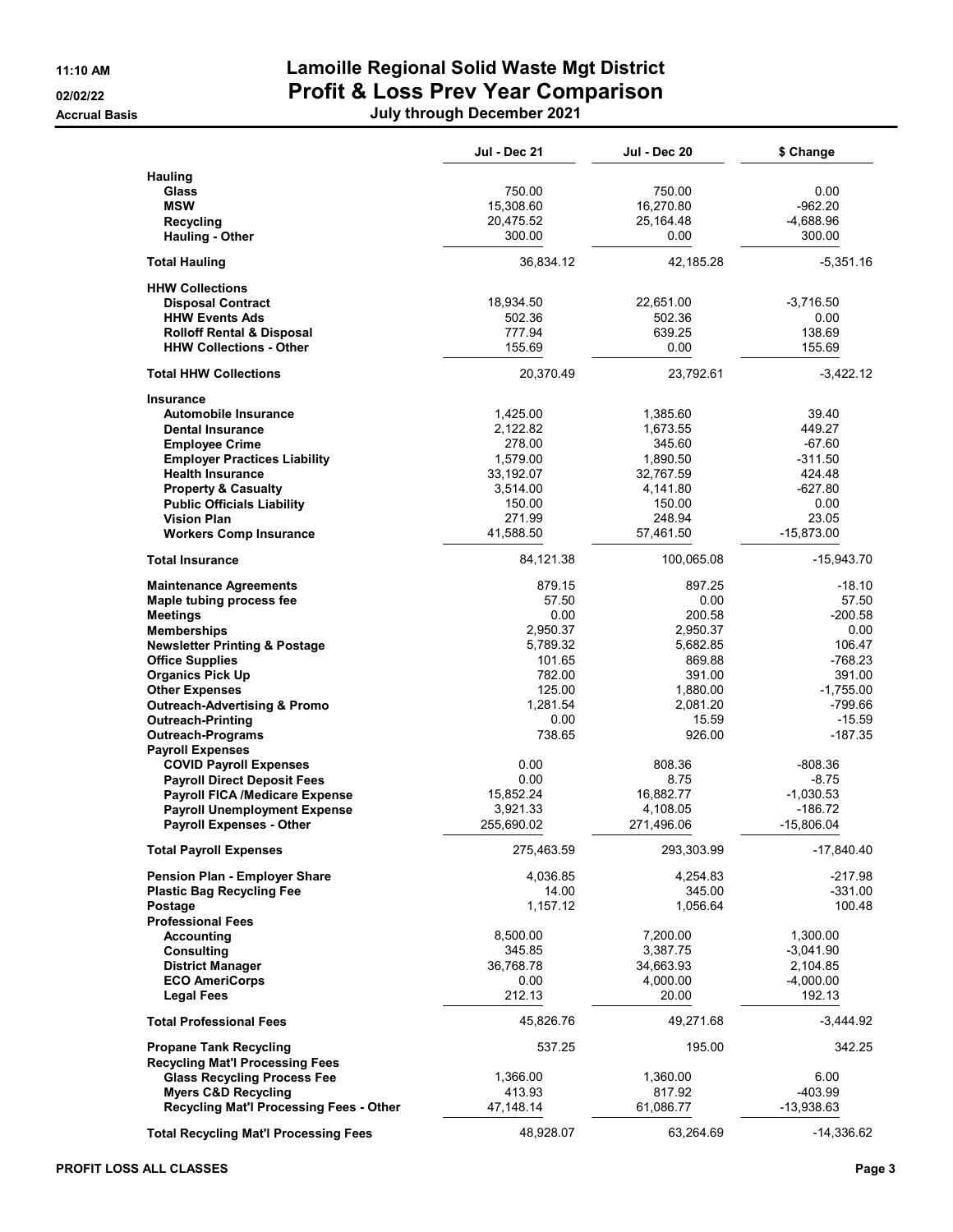# Lamoille Regional Solid Waste Mgt District
## Profit & Loss Prev Year Comparison
### July through December 2021

11:10 AM
02/02/22
Accrual Basis

| | Jul - Dec 21 | Jul - Dec 20 | $ Change |
|---|---|---|---|
| **Hauling** | | | |
| **Glass** | 750.00 | 750.00 | 0.00 |
| **MSW** | 15,308.60 | 16,270.80 | -962.20 |
| **Recycling** | 20,475.52 | 25,164.48 | -4,688.96 |
| **Hauling - Other** | 300.00 | 0.00 | 300.00 |
| **Total Hauling** | 36,834.12 | 42,185.28 | -5,351.16 |
| **HHW Collections** | | | |
| **Disposal Contract** | 18,934.50 | 22,651.00 | -3,716.50 |
| **HHW Events Ads** | 502.36 | 502.36 | 0.00 |
| **Rolloff Rental & Disposal** | 777.94 | 639.25 | 138.69 |
| **HHW Collections - Other** | 155.69 | 0.00 | 155.69 |
| **Total HHW Collections** | 20,370.49 | 23,792.61 | -3,422.12 |
| **Insurance** | | | |
| **Automobile Insurance** | 1,425.00 | 1,385.60 | 39.40 |
| **Dental Insurance** | 2,122.82 | 1,673.55 | 449.27 |
| **Employee Crime** | 278.00 | 345.60 | -67.60 |
| **Employer Practices Liability** | 1,579.00 | 1,890.50 | -311.50 |
| **Health Insurance** | 33,192.07 | 32,767.59 | 424.48 |
| **Property & Casualty** | 3,514.00 | 4,141.80 | -627.80 |
| **Public Officials Liability** | 150.00 | 150.00 | 0.00 |
| **Vision Plan** | 271.99 | 248.94 | 23.05 |
| **Workers Comp Insurance** | 41,588.50 | 57,461.50 | -15,873.00 |
| **Total Insurance** | 84,121.38 | 100,065.08 | -15,943.70 |
| **Maintenance Agreements** | 879.15 | 897.25 | -18.10 |
| **Maple tubing process fee** | 57.50 | 0.00 | 57.50 |
| **Meetings** | 0.00 | 200.58 | -200.58 |
| **Memberships** | 2,950.37 | 2,950.37 | 0.00 |
| **Newsletter Printing & Postage** | 5,789.32 | 5,682.85 | 106.47 |
| **Office Supplies** | 101.65 | 869.88 | -768.23 |
| **Organics Pick Up** | 782.00 | 391.00 | 391.00 |
| **Other Expenses** | 125.00 | 1,880.00 | -1,755.00 |
| **Outreach-Advertising & Promo** | 1,281.54 | 2,081.20 | -799.66 |
| **Outreach-Printing** | 0.00 | 15.59 | -15.59 |
| **Outreach-Programs** | 738.65 | 926.00 | -187.35 |
| **Payroll Expenses** | | | |
| **COVID Payroll Expenses** | 0.00 | 808.36 | -808.36 |
| **Payroll Direct Deposit Fees** | 0.00 | 8.75 | -8.75 |
| **Payroll FICA /Medicare Expense** | 15,852.24 | 16,882.77 | -1,030.53 |
| **Payroll Unemployment Expense** | 3,921.33 | 4,108.05 | -186.72 |
| **Payroll Expenses - Other** | 255,690.02 | 271,496.06 | -15,806.04 |
| **Total Payroll Expenses** | 275,463.59 | 293,303.99 | -17,840.40 |
| **Pension Plan - Employer Share** | 4,036.85 | 4,254.83 | -217.98 |
| **Plastic Bag Recycling Fee** | 14.00 | 345.00 | -331.00 |
| **Postage** | 1,157.12 | 1,056.64 | 100.48 |
| **Professional Fees** | | | |
| **Accounting** | 8,500.00 | 7,200.00 | 1,300.00 |
| **Consulting** | 345.85 | 3,387.75 | -3,041.90 |
| **District Manager** | 36,768.78 | 34,663.93 | 2,104.85 |
| **ECO AmeriCorps** | 0.00 | 4,000.00 | -4,000.00 |
| **Legal Fees** | 212.13 | 20.00 | 192.13 |
| **Total Professional Fees** | 45,826.76 | 49,271.68 | -3,444.92 |
| **Propane Tank Recycling** | 537.25 | 195.00 | 342.25 |
| **Recycling Mat'l Processing Fees** | | | |
| **Glass Recycling Process Fee** | 1,366.00 | 1,360.00 | 6.00 |
| **Myers C&D Recycling** | 413.93 | 817.92 | -403.99 |
| **Recycling Mat'l Processing Fees - Other** | 47,148.14 | 61,086.77 | -13,938.63 |
| **Total Recycling Mat'l Processing Fees** | 48,928.07 | 63,264.69 | -14,336.62 |

PROFIT LOSS ALL CLASSES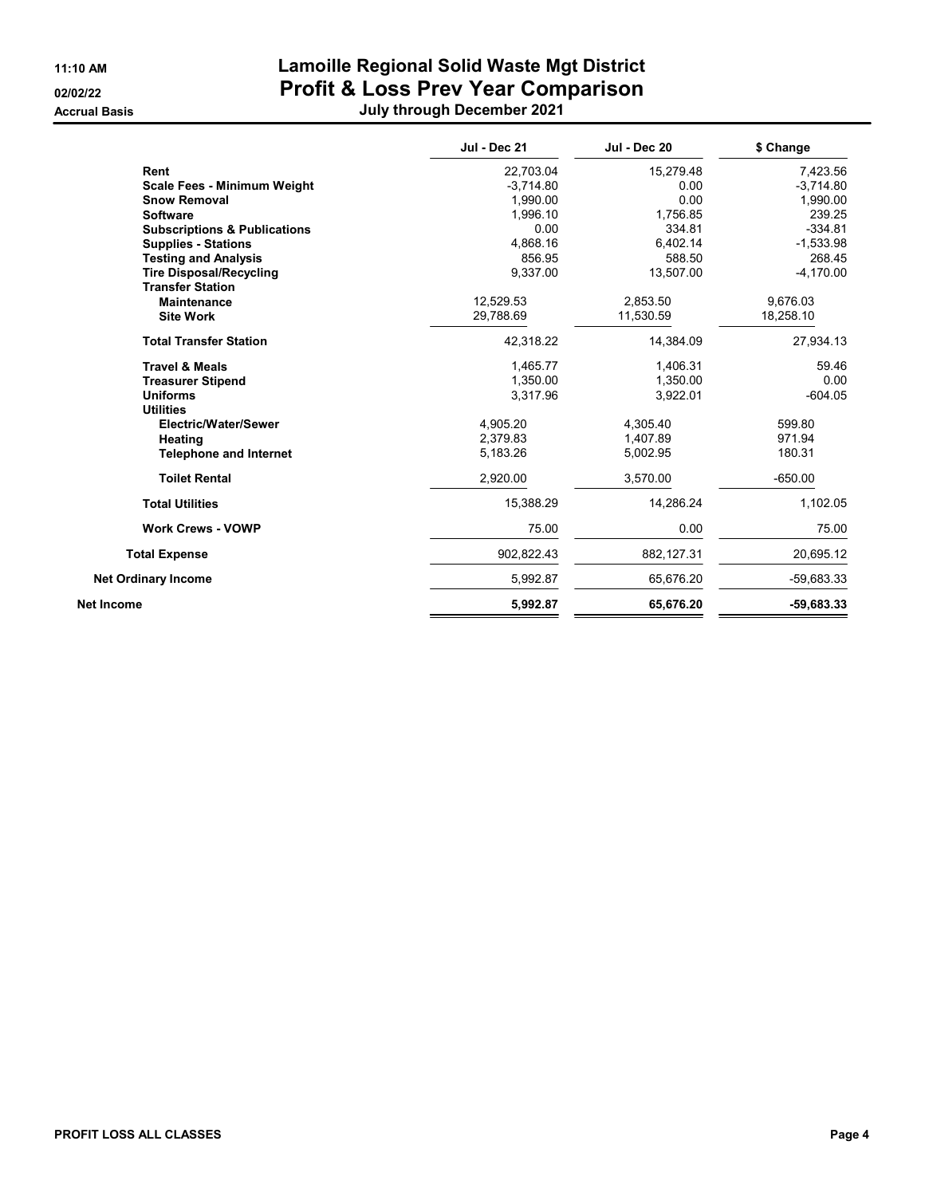# Lamoille Regional Solid Waste Mgt District

## Profit & Loss Prev Year Comparison

### July through December 2021

11:10 AM
02/02/22
Accrual Basis

| | Jul - Dec 21 | Jul - Dec 20 | $ Change |
|---|---|---|---|
| **Rent** | 22,703.04 | 15,279.48 | 7,423.56 |
| **Scale Fees - Minimum Weight** | -3,714.80 | 0.00 | -3,714.80 |
| **Snow Removal** | 1,990.00 | 0.00 | 1,990.00 |
| **Software** | 1,996.10 | 1,756.85 | 239.25 |
| **Subscriptions & Publications** | 0.00 | 334.81 | -334.81 |
| **Supplies - Stations** | 4,868.16 | 6,402.14 | -1,533.98 |
| **Testing and Analysis** | 856.95 | 588.50 | 268.45 |
| **Tire Disposal/Recycling** | 9,337.00 | 13,507.00 | -4,170.00 |
| **Transfer Station** | | | |
| **Maintenance** | 12,529.53 | 2,853.50 | 9,676.03 |
| **Site Work** | 29,788.69 | 11,530.59 | 18,258.10 |
| **Total Transfer Station** | 42,318.22 | 14,384.09 | 27,934.13 |
| **Travel & Meals** | 1,465.77 | 1,406.31 | 59.46 |
| **Treasurer Stipend** | 1,350.00 | 1,350.00 | 0.00 |
| **Uniforms** | 3,317.96 | 3,922.01 | -604.05 |
| **Utilities** | | | |
| **Electric/Water/Sewer** | 4,905.20 | 4,305.40 | 599.80 |
| **Heating** | 2,379.83 | 1,407.89 | 971.94 |
| **Telephone and Internet** | 5,183.26 | 5,002.95 | 180.31 |
| **Toilet Rental** | 2,920.00 | 3,570.00 | -650.00 |
| **Total Utilities** | 15,388.29 | 14,286.24 | 1,102.05 |
| **Work Crews - VOWP** | 75.00 | 0.00 | 75.00 |
| **Total Expense** | 902,822.43 | 882,127.31 | 20,695.12 |
| **Net Ordinary Income** | 5,992.87 | 65,676.20 | -59,683.33 |
| **Net Income** | **5,992.87** | **65,676.20** | **-59,683.33** |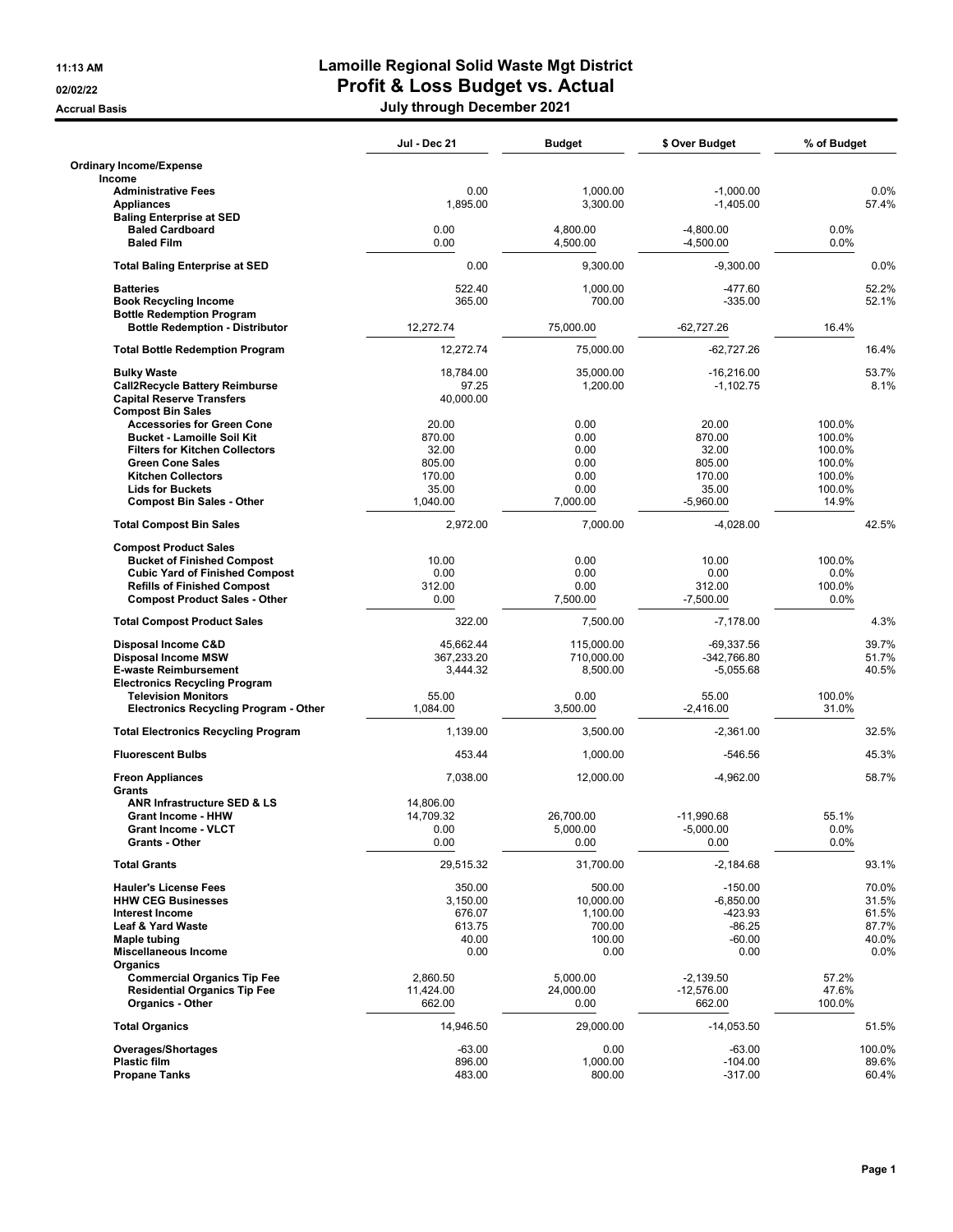# Lamoille Regional Solid Waste Mgt District

## Profit & Loss Budget vs. Actual

### July through December 2021

11:13 AM
02/02/22
Accrual Basis

| | Jul - Dec 21 | Budget | $ Over Budget | % of Budget |
|---|---|---|---|---|
| **Ordinary Income/Expense** | | | | |
| **Income** | | | | |
| Administrative Fees | 0.00 | 1,000.00 | -1,000.00 | 0.0% |
| Appliances | 1,895.00 | 3,300.00 | -1,405.00 | 57.4% |
| Baling Enterprise at SED | | | | |
| Baled Cardboard | 0.00 | 4,800.00 | -4,800.00 | 0.0% |
| Baled Film | 0.00 | 4,500.00 | -4,500.00 | 0.0% |
| **Total Baling Enterprise at SED** | 0.00 | 9,300.00 | -9,300.00 | 0.0% |
| Batteries | 522.40 | 1,000.00 | -477.60 | 52.2% |
| Book Recycling Income | 365.00 | 700.00 | -335.00 | 52.1% |
| Bottle Redemption Program | | | | |
| Bottle Redemption - Distributor | 12,272.74 | 75,000.00 | -62,727.26 | 16.4% |
| **Total Bottle Redemption Program** | 12,272.74 | 75,000.00 | -62,727.26 | 16.4% |
| Bulky Waste | 18,784.00 | 35,000.00 | -16,216.00 | 53.7% |
| Call2Recycle Battery Reimburse | 97.25 | 1,200.00 | -1,102.75 | 8.1% |
| Capital Reserve Transfers | 40,000.00 | | | |
| Compost Bin Sales | | | | |
| Accessories for Green Cone | 20.00 | 0.00 | 20.00 | 100.0% |
| Bucket - Lamoille Soil Kit | 870.00 | 0.00 | 870.00 | 100.0% |
| Filters for Kitchen Collectors | 32.00 | 0.00 | 32.00 | 100.0% |
| Green Cone Sales | 805.00 | 0.00 | 805.00 | 100.0% |
| Kitchen Collectors | 170.00 | 0.00 | 170.00 | 100.0% |
| Lids for Buckets | 35.00 | 0.00 | 35.00 | 100.0% |
| Compost Bin Sales - Other | 1,040.00 | 7,000.00 | -5,960.00 | 14.9% |
| **Total Compost Bin Sales** | 2,972.00 | 7,000.00 | -4,028.00 | 42.5% |
| Compost Product Sales | | | | |
| Bucket of Finished Compost | 10.00 | 0.00 | 10.00 | 100.0% |
| Cubic Yard of Finished Compost | 0.00 | 0.00 | 0.00 | 0.0% |
| Refills of Finished Compost | 312.00 | 0.00 | 312.00 | 100.0% |
| Compost Product Sales - Other | 0.00 | 7,500.00 | -7,500.00 | 0.0% |
| **Total Compost Product Sales** | 322.00 | 7,500.00 | -7,178.00 | 4.3% |
| Disposal Income C&D | 45,662.44 | 115,000.00 | -69,337.56 | 39.7% |
| Disposal Income MSW | 367,233.20 | 710,000.00 | -342,766.80 | 51.7% |
| E-waste Reimbursement | 3,444.32 | 8,500.00 | -5,055.68 | 40.5% |
| Electronics Recycling Program | | | | |
| Television Monitors | 55.00 | 0.00 | 55.00 | 100.0% |
| Electronics Recycling Program - Other | 1,084.00 | 3,500.00 | -2,416.00 | 31.0% |
| **Total Electronics Recycling Program** | 1,139.00 | 3,500.00 | -2,361.00 | 32.5% |
| Fluorescent Bulbs | 453.44 | 1,000.00 | -546.56 | 45.3% |
| Freon Appliances | 7,038.00 | 12,000.00 | -4,962.00 | 58.7% |
| Grants | | | | |
| ANR Infrastructure SED & LS | 14,806.00 | | | |
| Grant Income - HHW | 14,709.32 | 26,700.00 | -11,990.68 | 55.1% |
| Grant Income - VLCT | 0.00 | 5,000.00 | -5,000.00 | 0.0% |
| Grants - Other | 0.00 | 0.00 | 0.00 | 0.0% |
| **Total Grants** | 29,515.32 | 31,700.00 | -2,184.68 | 93.1% |
| Hauler's License Fees | 350.00 | 500.00 | -150.00 | 70.0% |
| HHW CEG Businesses | 3,150.00 | 10,000.00 | -6,850.00 | 31.5% |
| Interest Income | 676.07 | 1,100.00 | -423.93 | 61.5% |
| Leaf & Yard Waste | 613.75 | 700.00 | -86.25 | 87.7% |
| Maple tubing | 40.00 | 100.00 | -60.00 | 40.0% |
| Miscellaneous Income | 0.00 | 0.00 | 0.00 | 0.0% |
| Organics | | | | |
| Commercial Organics Tip Fee | 2,860.50 | 5,000.00 | -2,139.50 | 57.2% |
| Residential Organics Tip Fee | 11,424.00 | 24,000.00 | -12,576.00 | 47.6% |
| Organics - Other | 662.00 | 0.00 | 662.00 | 100.0% |
| **Total Organics** | 14,946.50 | 29,000.00 | -14,053.50 | 51.5% |
| Overages/Shortages | -63.00 | 0.00 | -63.00 | 100.0% |
| Plastic film | 896.00 | 1,000.00 | -104.00 | 89.6% |
| Propane Tanks | 483.00 | 800.00 | -317.00 | 60.4% |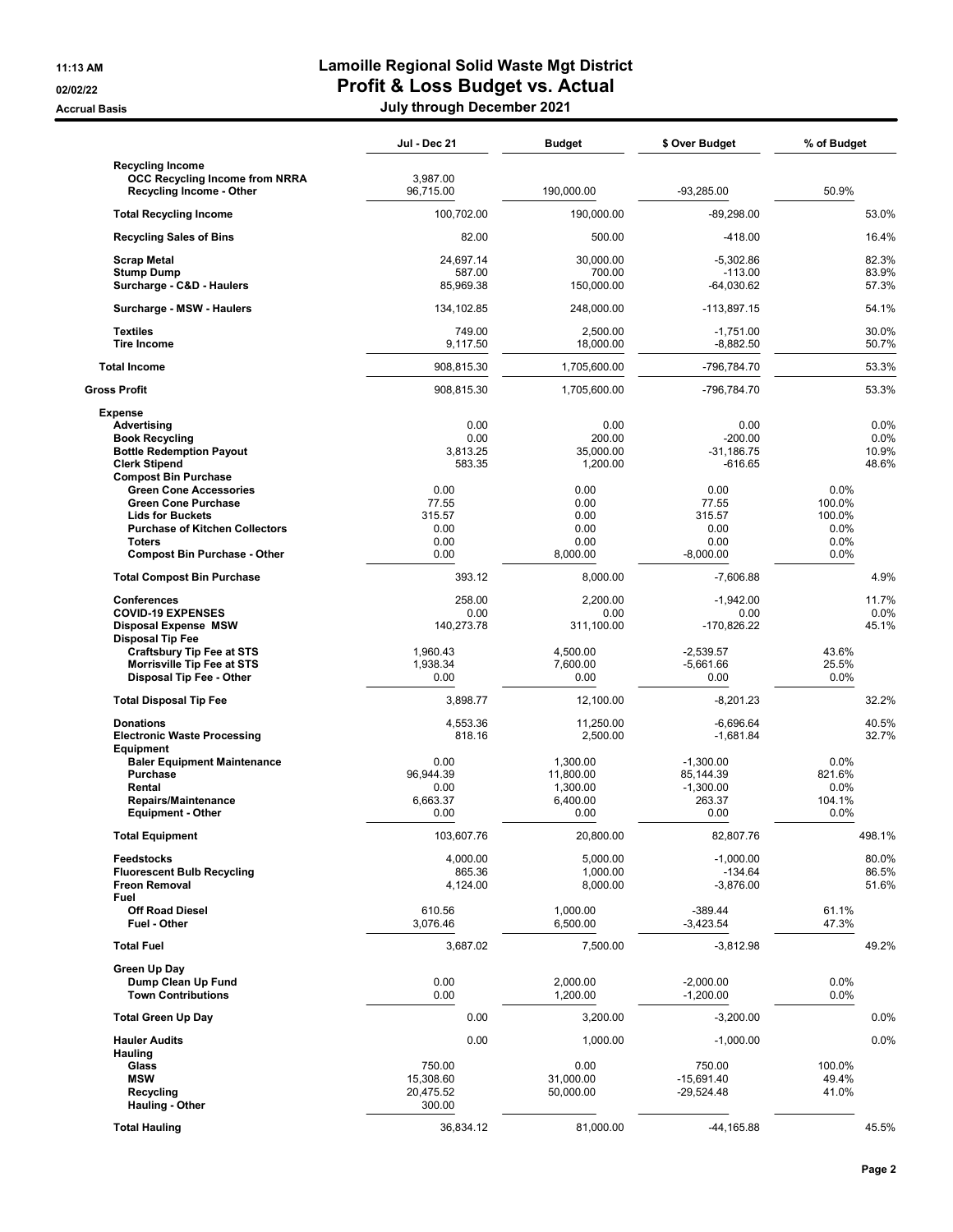# Lamoille Regional Solid Waste Mgt District

## Profit & Loss Budget vs. Actual

**July through December 2021**

11:13 AM
02/02/22
Accrual Basis

| | Jul - Dec 21 | Budget | $ Over Budget | % of Budget |
|---|---|---|---|---|
| **Recycling Income** | | | | |
| **OCC Recycling Income from NRRA** | 3,987.00 | | | |
| **Recycling Income - Other** | 96,715.00 | 190,000.00 | -93,285.00 | 50.9% |
| **Total Recycling Income** | 100,702.00 | 190,000.00 | -89,298.00 | 53.0% |
| **Recycling Sales of Bins** | 82.00 | 500.00 | -418.00 | 16.4% |
| **Scrap Metal** | 24,697.14 | 30,000.00 | -5,302.86 | 82.3% |
| **Stump Dump** | 587.00 | 700.00 | -113.00 | 83.9% |
| **Surcharge - C&D - Haulers** | 85,969.38 | 150,000.00 | -64,030.62 | 57.3% |
| **Surcharge - MSW - Haulers** | 134,102.85 | 248,000.00 | -113,897.15 | 54.1% |
| **Textiles** | 749.00 | 2,500.00 | -1,751.00 | 30.0% |
| **Tire Income** | 9,117.50 | 18,000.00 | -8,882.50 | 50.7% |
| **Total Income** | 908,815.30 | 1,705,600.00 | -796,784.70 | 53.3% |
| **Gross Profit** | 908,815.30 | 1,705,600.00 | -796,784.70 | 53.3% |
| **Expense** | | | | |
| **Advertising** | 0.00 | 0.00 | 0.00 | 0.0% |
| **Book Recycling** | 0.00 | 200.00 | -200.00 | 0.0% |
| **Bottle Redemption Payout** | 3,813.25 | 35,000.00 | -31,186.75 | 10.9% |
| **Clerk Stipend** | 583.35 | 1,200.00 | -616.65 | 48.6% |
| **Compost Bin Purchase** | | | | |
| **Green Cone Accessories** | 0.00 | 0.00 | 0.00 | 0.0% |
| **Green Cone Purchase** | 77.55 | 0.00 | 77.55 | 100.0% |
| **Lids for Buckets** | 315.57 | 0.00 | 315.57 | 100.0% |
| **Purchase of Kitchen Collectors** | 0.00 | 0.00 | 0.00 | 0.0% |
| **Toters** | 0.00 | 0.00 | 0.00 | 0.0% |
| **Compost Bin Purchase - Other** | 0.00 | 8,000.00 | -8,000.00 | 0.0% |
| **Total Compost Bin Purchase** | 393.12 | 8,000.00 | -7,606.88 | 4.9% |
| **Conferences** | 258.00 | 2,200.00 | -1,942.00 | 11.7% |
| **COVID-19 EXPENSES** | 0.00 | 0.00 | 0.00 | 0.0% |
| **Disposal Expense MSW** | 140,273.78 | 311,100.00 | -170,826.22 | 45.1% |
| **Disposal Tip Fee** | | | | |
| **Craftsbury Tip Fee at STS** | 1,960.43 | 4,500.00 | -2,539.57 | 43.6% |
| **Morrisville Tip Fee at STS** | 1,938.34 | 7,600.00 | -5,661.66 | 25.5% |
| **Disposal Tip Fee - Other** | 0.00 | 0.00 | 0.00 | 0.0% |
| **Total Disposal Tip Fee** | 3,898.77 | 12,100.00 | -8,201.23 | 32.2% |
| **Donations** | 4,553.36 | 11,250.00 | -6,696.64 | 40.5% |
| **Electronic Waste Processing** | 818.16 | 2,500.00 | -1,681.84 | 32.7% |
| **Equipment** | | | | |
| **Baler Equipment Maintenance** | 0.00 | 1,300.00 | -1,300.00 | 0.0% |
| **Purchase** | 96,944.39 | 11,800.00 | 85,144.39 | 821.6% |
| **Rental** | 0.00 | 1,300.00 | -1,300.00 | 0.0% |
| **Repairs/Maintenance** | 6,663.37 | 6,400.00 | 263.37 | 104.1% |
| **Equipment - Other** | 0.00 | 0.00 | 0.00 | 0.0% |
| **Total Equipment** | 103,607.76 | 20,800.00 | 82,807.76 | 498.1% |
| **Feedstocks** | 4,000.00 | 5,000.00 | -1,000.00 | 80.0% |
| **Fluorescent Bulb Recycling** | 865.36 | 1,000.00 | -134.64 | 86.5% |
| **Freon Removal** | 4,124.00 | 8,000.00 | -3,876.00 | 51.6% |
| **Fuel** | | | | |
| **Off Road Diesel** | 610.56 | 1,000.00 | -389.44 | 61.1% |
| **Fuel - Other** | 3,076.46 | 6,500.00 | -3,423.54 | 47.3% |
| **Total Fuel** | 3,687.02 | 7,500.00 | -3,812.98 | 49.2% |
| **Green Up Day** | | | | |
| **Dump Clean Up Fund** | 0.00 | 2,000.00 | -2,000.00 | 0.0% |
| **Town Contributions** | 0.00 | 1,200.00 | -1,200.00 | 0.0% |
| **Total Green Up Day** | 0.00 | 3,200.00 | -3,200.00 | 0.0% |
| **Hauler Audits** | 0.00 | 1,000.00 | -1,000.00 | 0.0% |
| **Hauling** | | | | |
| **Glass** | 750.00 | 0.00 | 750.00 | 100.0% |
| **MSW** | 15,308.60 | 31,000.00 | -15,691.40 | 49.4% |
| **Recycling** | 20,475.52 | 50,000.00 | -29,524.48 | 41.0% |
| **Hauling - Other** | 300.00 | | | |
| **Total Hauling** | 36,834.12 | 81,000.00 | -44,165.88 | 45.5% |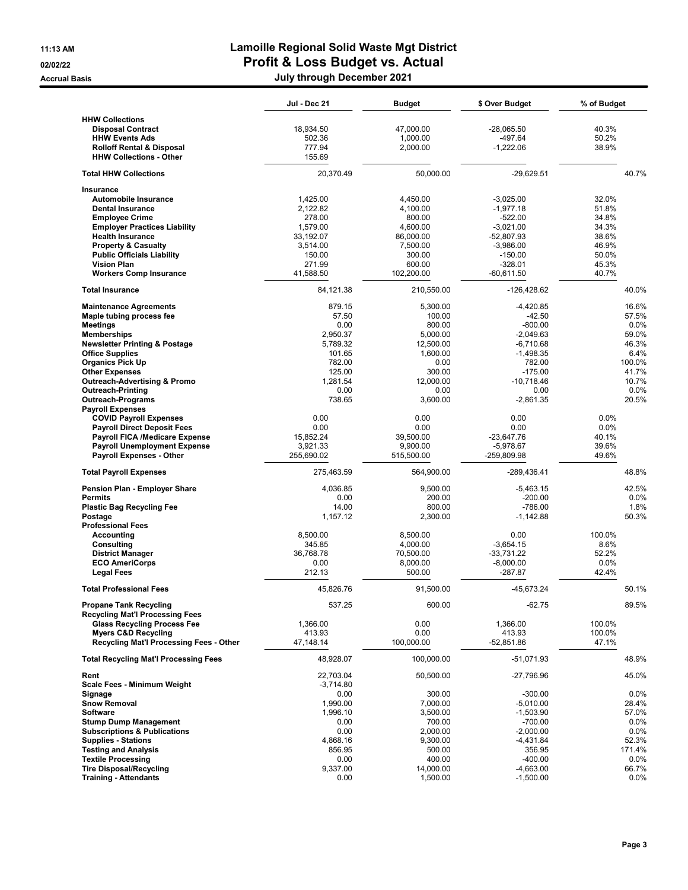# Lamoille Regional Solid Waste Mgt District

## Profit & Loss Budget vs. Actual

**11:13 AM**
**02/02/22**
**Accrual Basis**

### July through December 2021

| | Jul - Dec 21 | Budget | $ Over Budget | % of Budget |
|---|---|---|---|---|
| **HHW Collections** | | | | |
| **Disposal Contract** | 18,934.50 | 47,000.00 | -28,065.50 | 40.3% |
| **HHW Events Ads** | 502.36 | 1,000.00 | -497.64 | 50.2% |
| **Rolloff Rental & Disposal** | 777.94 | 2,000.00 | -1,222.06 | 38.9% |
| **HHW Collections - Other** | 155.69 | | | |
| **Total HHW Collections** | 20,370.49 | 50,000.00 | -29,629.51 | 40.7% |
| **Insurance** | | | | |
| **Automobile Insurance** | 1,425.00 | 4,450.00 | -3,025.00 | 32.0% |
| **Dental Insurance** | 2,122.82 | 4,100.00 | -1,977.18 | 51.8% |
| **Employee Crime** | 278.00 | 800.00 | -522.00 | 34.8% |
| **Employer Practices Liability** | 1,579.00 | 4,600.00 | -3,021.00 | 34.3% |
| **Health Insurance** | 33,192.07 | 86,000.00 | -52,807.93 | 38.6% |
| **Property & Casualty** | 3,514.00 | 7,500.00 | -3,986.00 | 46.9% |
| **Public Officials Liability** | 150.00 | 300.00 | -150.00 | 50.0% |
| **Vision Plan** | 271.99 | 600.00 | -328.01 | 45.3% |
| **Workers Comp Insurance** | 41,588.50 | 102,200.00 | -60,611.50 | 40.7% |
| **Total Insurance** | 84,121.38 | 210,550.00 | -126,428.62 | 40.0% |
| **Maintenance Agreements** | 879.15 | 5,300.00 | -4,420.85 | 16.6% |
| **Maple tubing process fee** | 57.50 | 100.00 | -42.50 | 57.5% |
| **Meetings** | 0.00 | 800.00 | -800.00 | 0.0% |
| **Memberships** | 2,950.37 | 5,000.00 | -2,049.63 | 59.0% |
| **Newsletter Printing & Postage** | 5,789.32 | 12,500.00 | -6,710.68 | 46.3% |
| **Office Supplies** | 101.65 | 1,600.00 | -1,498.35 | 6.4% |
| **Organics Pick Up** | 782.00 | 0.00 | 782.00 | 100.0% |
| **Other Expenses** | 125.00 | 300.00 | -175.00 | 41.7% |
| **Outreach-Advertising & Promo** | 1,281.54 | 12,000.00 | -10,718.46 | 10.7% |
| **Outreach-Printing** | 0.00 | 0.00 | 0.00 | 0.0% |
| **Outreach-Programs** | 738.65 | 3,600.00 | -2,861.35 | 20.5% |
| **Payroll Expenses** | | | | |
| **COVID Payroll Expenses** | 0.00 | 0.00 | 0.00 | 0.0% |
| **Payroll Direct Deposit Fees** | 0.00 | 0.00 | 0.00 | 0.0% |
| **Payroll FICA /Medicare Expense** | 15,852.24 | 39,500.00 | -23,647.76 | 40.1% |
| **Payroll Unemployment Expense** | 3,921.33 | 9,900.00 | -5,978.67 | 39.6% |
| **Payroll Expenses - Other** | 255,690.02 | 515,500.00 | -259,809.98 | 49.6% |
| **Total Payroll Expenses** | 275,463.59 | 564,900.00 | -289,436.41 | 48.8% |
| **Pension Plan - Employer Share** | 4,036.85 | 9,500.00 | -5,463.15 | 42.5% |
| **Permits** | 0.00 | 200.00 | -200.00 | 0.0% |
| **Plastic Bag Recycling Fee** | 14.00 | 800.00 | -786.00 | 1.8% |
| **Postage** | 1,157.12 | 2,300.00 | -1,142.88 | 50.3% |
| **Professional Fees** | | | | |
| **Accounting** | 8,500.00 | 8,500.00 | 0.00 | 100.0% |
| **Consulting** | 345.85 | 4,000.00 | -3,654.15 | 8.6% |
| **District Manager** | 36,768.78 | 70,500.00 | -33,731.22 | 52.2% |
| **ECO AmeriCorps** | 0.00 | 8,000.00 | -8,000.00 | 0.0% |
| **Legal Fees** | 212.13 | 500.00 | -287.87 | 42.4% |
| **Total Professional Fees** | 45,826.76 | 91,500.00 | -45,673.24 | 50.1% |
| **Propane Tank Recycling** | 537.25 | 600.00 | -62.75 | 89.5% |
| **Recycling Mat'l Processing Fees** | | | | |
| **Glass Recycling Process Fee** | 1,366.00 | 0.00 | 1,366.00 | 100.0% |
| **Myers C&D Recycling** | 413.93 | 0.00 | 413.93 | 100.0% |
| **Recycling Mat'l Processing Fees - Other** | 47,148.14 | 100,000.00 | -52,851.86 | 47.1% |
| **Total Recycling Mat'l Processing Fees** | 48,928.07 | 100,000.00 | -51,071.93 | 48.9% |
| **Rent** | 22,703.04 | 50,500.00 | -27,796.96 | 45.0% |
| **Scale Fees - Minimum Weight** | -3,714.80 | | | |
| **Signage** | 0.00 | 300.00 | -300.00 | 0.0% |
| **Snow Removal** | 1,990.00 | 7,000.00 | -5,010.00 | 28.4% |
| **Software** | 1,996.10 | 3,500.00 | -1,503.90 | 57.0% |
| **Stump Dump Management** | 0.00 | 700.00 | -700.00 | 0.0% |
| **Subscriptions & Publications** | 0.00 | 2,000.00 | -2,000.00 | 0.0% |
| **Supplies - Stations** | 4,868.16 | 9,300.00 | -4,431.84 | 52.3% |
| **Testing and Analysis** | 856.95 | 500.00 | 356.95 | 171.4% |
| **Textile Processing** | 0.00 | 400.00 | -400.00 | 0.0% |
| **Tire Disposal/Recycling** | 9,337.00 | 14,000.00 | -4,663.00 | 66.7% |
| **Training - Attendants** | 0.00 | 1,500.00 | -1,500.00 | 0.0% |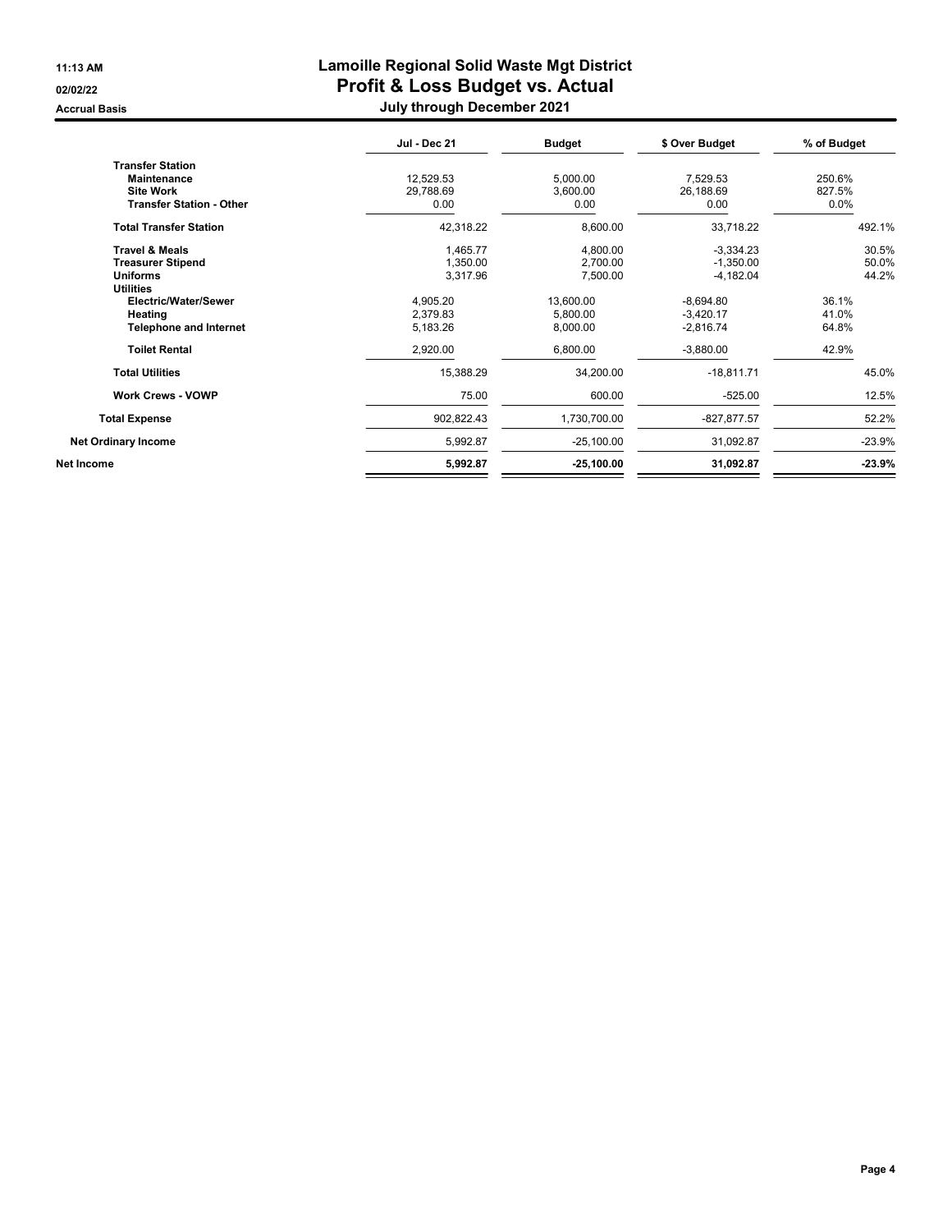**11:13 AM**
**02/02/22**
**Accrual Basis**

# Lamoille Regional Solid Waste Mgt District
## Profit & Loss Budget vs. Actual
### July through December 2021

| | Jul - Dec 21 | Budget | $ Over Budget | % of Budget |
|---|---|---|---|---|
| **Transfer Station** | | | | |
| **Maintenance** | 12,529.53 | 5,000.00 | 7,529.53 | 250.6% |
| **Site Work** | 29,788.69 | 3,600.00 | 26,188.69 | 827.5% |
| **Transfer Station - Other** | 0.00 | 0.00 | 0.00 | 0.0% |
| **Total Transfer Station** | 42,318.22 | 8,600.00 | 33,718.22 | 492.1% |
| **Travel & Meals** | 1,465.77 | 4,800.00 | -3,334.23 | 30.5% |
| **Treasurer Stipend** | 1,350.00 | 2,700.00 | -1,350.00 | 50.0% |
| **Uniforms** | 3,317.96 | 7,500.00 | -4,182.04 | 44.2% |
| **Utilities** | | | | |
| **Electric/Water/Sewer** | 4,905.20 | 13,600.00 | -8,694.80 | 36.1% |
| **Heating** | 2,379.83 | 5,800.00 | -3,420.17 | 41.0% |
| **Telephone and Internet** | 5,183.26 | 8,000.00 | -2,816.74 | 64.8% |
| **Toilet Rental** | 2,920.00 | 6,800.00 | -3,880.00 | 42.9% |
| **Total Utilities** | 15,388.29 | 34,200.00 | -18,811.71 | 45.0% |
| **Work Crews - VOWP** | 75.00 | 600.00 | -525.00 | 12.5% |
| **Total Expense** | 902,822.43 | 1,730,700.00 | -827,877.57 | 52.2% |
| **Net Ordinary Income** | 5,992.87 | -25,100.00 | 31,092.87 | -23.9% |
| **Net Income** | **5,992.87** | **-25,100.00** | **31,092.87** | **-23.9%** |